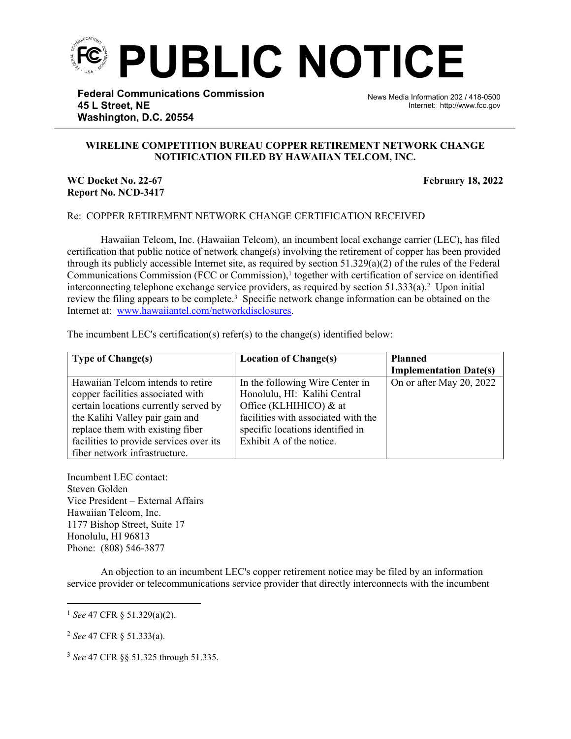# PUBLIC NOTICE

**Federal Communications Commission**
**45 L Street, NE**
**Washington, D.C. 20554**

News Media Information 202 / 418-0500
Internet: http://www.fcc.gov

**WIRELINE COMPETITION BUREAU COPPER RETIREMENT NETWORK CHANGE NOTIFICATION FILED BY HAWAIIAN TELCOM, INC.**

**WC Docket No. 22-67**
**Report No. NCD-3417**

**February 18, 2022**

Re: COPPER RETIREMENT NETWORK CHANGE CERTIFICATION RECEIVED

Hawaiian Telcom, Inc. (Hawaiian Telcom), an incumbent local exchange carrier (LEC), has filed certification that public notice of network change(s) involving the retirement of copper has been provided through its publicly accessible Internet site, as required by section 51.329(a)(2) of the rules of the Federal Communications Commission (FCC or Commission),[1] together with certification of service on identified interconnecting telephone exchange service providers, as required by section 51.333(a).[2] Upon initial review the filing appears to be complete.[3] Specific network change information can be obtained on the Internet at: www.hawaiiantel.com/networkdisclosures.

The incumbent LEC's certification(s) refer(s) to the change(s) identified below:

| Type of Change(s) | Location of Change(s) | Planned Implementation Date(s) |
|---|---|---|
| Hawaiian Telcom intends to retire copper facilities associated with certain locations currently served by the Kalihi Valley pair gain and replace them with existing fiber facilities to provide services over its fiber network infrastructure. | In the following Wire Center in Honolulu, HI: Kalihi Central Office (KLHIHICO) & at facilities with associated with the specific locations identified in Exhibit A of the notice. | On or after May 20, 2022 |

Incumbent LEC contact:
Steven Golden
Vice President – External Affairs
Hawaiian Telcom, Inc.
1177 Bishop Street, Suite 17
Honolulu, HI 96813
Phone: (808) 546-3877

An objection to an incumbent LEC's copper retirement notice may be filed by an information service provider or telecommunications service provider that directly interconnects with the incumbent

---

[1] *See* 47 CFR § 51.329(a)(2).

[2] *See* 47 CFR § 51.333(a).

[3] *See* 47 CFR §§ 51.325 through 51.335.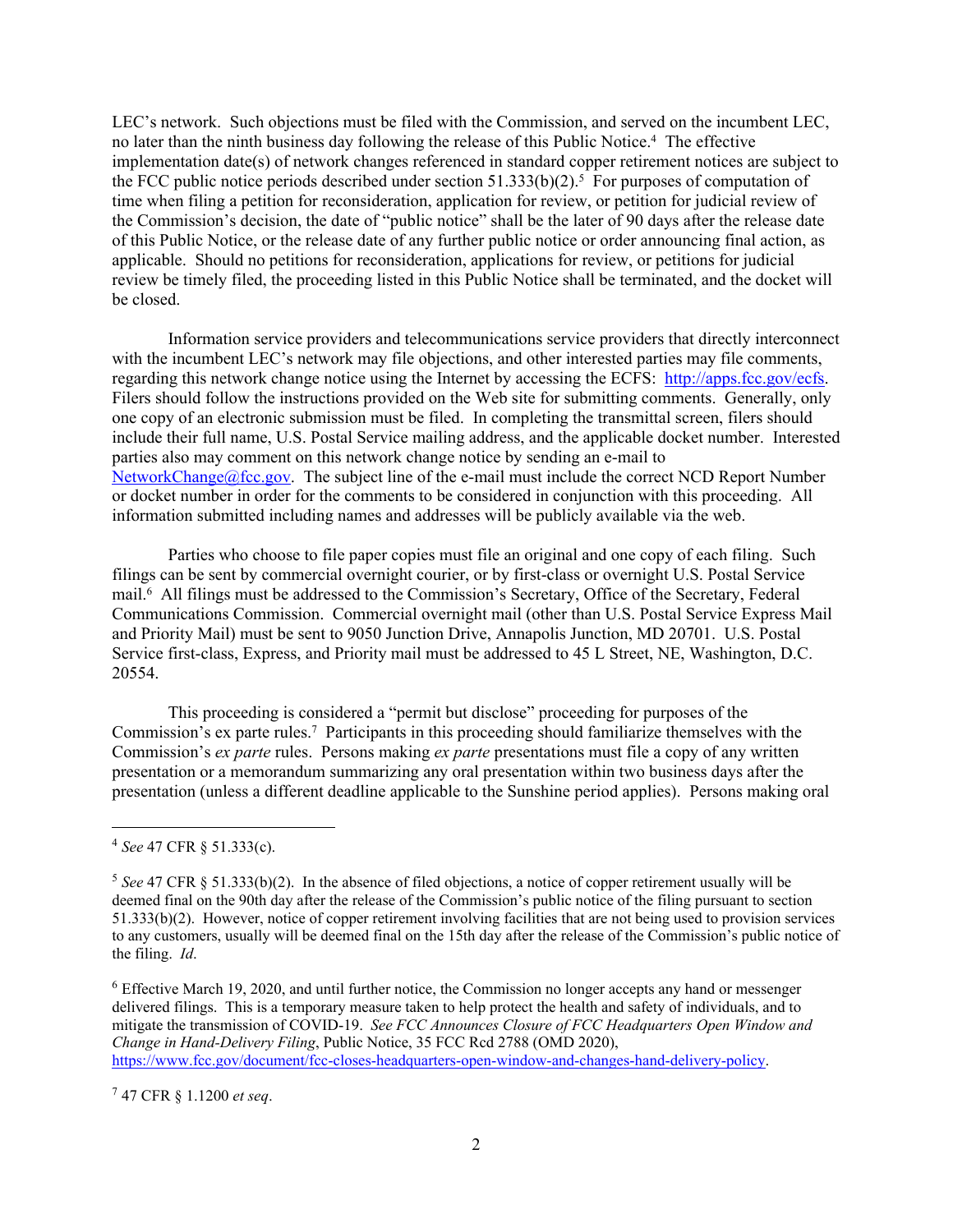LEC's network. Such objections must be filed with the Commission, and served on the incumbent LEC, no later than the ninth business day following the release of this Public Notice.[4] The effective implementation date(s) of network changes referenced in standard copper retirement notices are subject to the FCC public notice periods described under section 51.333(b)(2).[5] For purposes of computation of time when filing a petition for reconsideration, application for review, or petition for judicial review of the Commission's decision, the date of "public notice" shall be the later of 90 days after the release date of this Public Notice, or the release date of any further public notice or order announcing final action, as applicable. Should no petitions for reconsideration, applications for review, or petitions for judicial review be timely filed, the proceeding listed in this Public Notice shall be terminated, and the docket will be closed.

Information service providers and telecommunications service providers that directly interconnect with the incumbent LEC's network may file objections, and other interested parties may file comments, regarding this network change notice using the Internet by accessing the ECFS: http://apps.fcc.gov/ecfs. Filers should follow the instructions provided on the Web site for submitting comments. Generally, only one copy of an electronic submission must be filed. In completing the transmittal screen, filers should include their full name, U.S. Postal Service mailing address, and the applicable docket number. Interested parties also may comment on this network change notice by sending an e-mail to NetworkChange@fcc.gov. The subject line of the e-mail must include the correct NCD Report Number or docket number in order for the comments to be considered in conjunction with this proceeding. All information submitted including names and addresses will be publicly available via the web.

Parties who choose to file paper copies must file an original and one copy of each filing. Such filings can be sent by commercial overnight courier, or by first-class or overnight U.S. Postal Service mail.[6] All filings must be addressed to the Commission's Secretary, Office of the Secretary, Federal Communications Commission. Commercial overnight mail (other than U.S. Postal Service Express Mail and Priority Mail) must be sent to 9050 Junction Drive, Annapolis Junction, MD 20701. U.S. Postal Service first-class, Express, and Priority mail must be addressed to 45 L Street, NE, Washington, D.C. 20554.

This proceeding is considered a "permit but disclose" proceeding for purposes of the Commission's ex parte rules.[7] Participants in this proceeding should familiarize themselves with the Commission's *ex parte* rules. Persons making *ex parte* presentations must file a copy of any written presentation or a memorandum summarizing any oral presentation within two business days after the presentation (unless a different deadline applicable to the Sunshine period applies). Persons making oral

---

[4] *See* 47 CFR § 51.333(c).

[5] *See* 47 CFR § 51.333(b)(2). In the absence of filed objections, a notice of copper retirement usually will be deemed final on the 90th day after the release of the Commission's public notice of the filing pursuant to section 51.333(b)(2). However, notice of copper retirement involving facilities that are not being used to provision services to any customers, usually will be deemed final on the 15th day after the release of the Commission's public notice of the filing. *Id*.

[6] Effective March 19, 2020, and until further notice, the Commission no longer accepts any hand or messenger delivered filings. This is a temporary measure taken to help protect the health and safety of individuals, and to mitigate the transmission of COVID-19. *See FCC Announces Closure of FCC Headquarters Open Window and Change in Hand-Delivery Filing*, Public Notice, 35 FCC Rcd 2788 (OMD 2020), https://www.fcc.gov/document/fcc-closes-headquarters-open-window-and-changes-hand-delivery-policy.

[7] 47 CFR § 1.1200 *et seq*.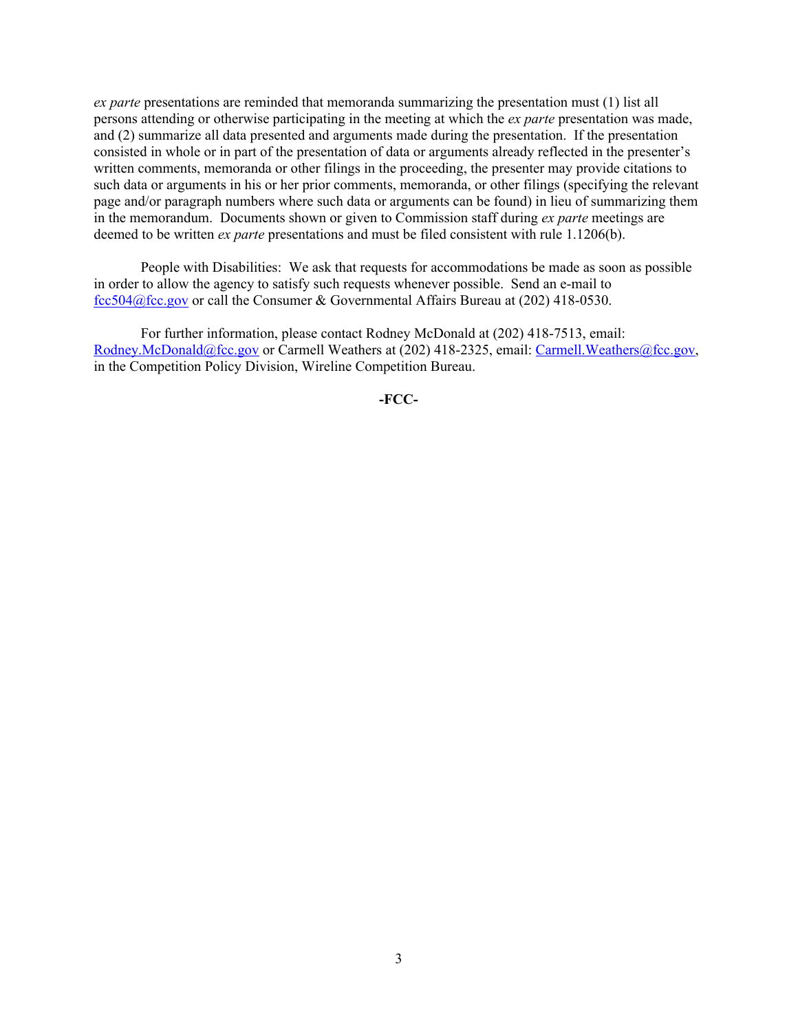*ex parte* presentations are reminded that memoranda summarizing the presentation must (1) list all persons attending or otherwise participating in the meeting at which the *ex parte* presentation was made, and (2) summarize all data presented and arguments made during the presentation. If the presentation consisted in whole or in part of the presentation of data or arguments already reflected in the presenter's written comments, memoranda or other filings in the proceeding, the presenter may provide citations to such data or arguments in his or her prior comments, memoranda, or other filings (specifying the relevant page and/or paragraph numbers where such data or arguments can be found) in lieu of summarizing them in the memorandum. Documents shown or given to Commission staff during *ex parte* meetings are deemed to be written *ex parte* presentations and must be filed consistent with rule 1.1206(b).

People with Disabilities: We ask that requests for accommodations be made as soon as possible in order to allow the agency to satisfy such requests whenever possible. Send an e-mail to fcc504@fcc.gov or call the Consumer & Governmental Affairs Bureau at (202) 418-0530.

For further information, please contact Rodney McDonald at (202) 418-7513, email: Rodney.McDonald@fcc.gov or Carmell Weathers at (202) 418-2325, email: Carmell.Weathers@fcc.gov, in the Competition Policy Division, Wireline Competition Bureau.

**-FCC-**